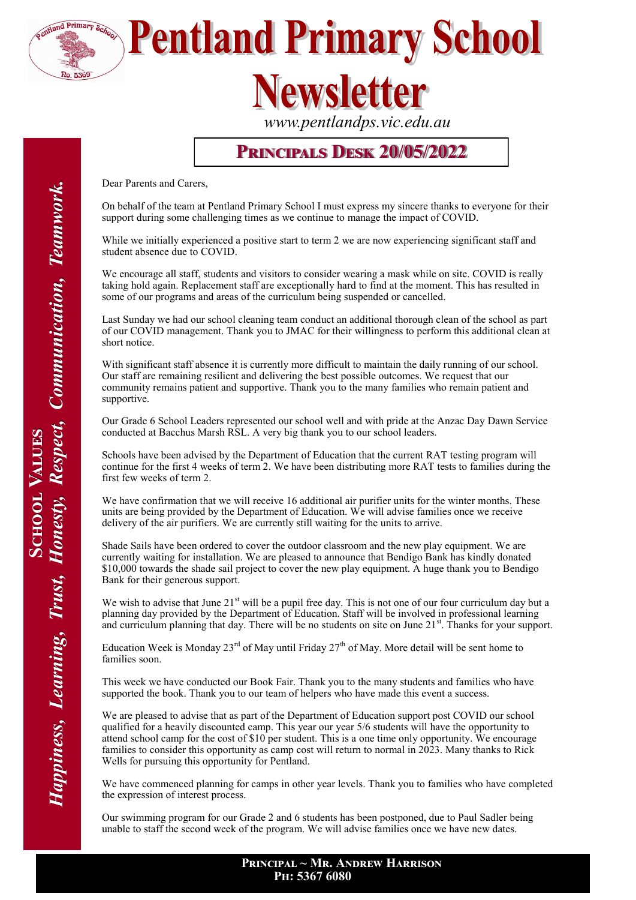# Pentland Primary School Newsletter

www.pentlandps.vic.edu.au

**School Values**

*Happiness, Learning, Trust, Honesty, Respect, Communication, Teamwork.*

## Principals Desk 20/05/2022

Dear Parents and Carers,

On behalf of the team at Pentland Primary School I must express my sincere thanks to everyone for their support during some challenging times as we continue to manage the impact of COVID.

While we initially experienced a positive start to term 2 we are now experiencing significant staff and student absence due to COVID.

We encourage all staff, students and visitors to consider wearing a mask while on site. COVID is really taking hold again. Replacement staff are exceptionally hard to find at the moment. This has resulted in some of our programs and areas of the curriculum being suspended or cancelled.

Last Sunday we had our school cleaning team conduct an additional thorough clean of the school as part of our COVID management. Thank you to JMAC for their willingness to perform this additional clean at short notice.

With significant staff absence it is currently more difficult to maintain the daily running of our school. Our staff are remaining resilient and delivering the best possible outcomes. We request that our community remains patient and supportive. Thank you to the many families who remain patient and supportive.

Our Grade 6 School Leaders represented our school well and with pride at the Anzac Day Dawn Service conducted at Bacchus Marsh RSL. A very big thank you to our school leaders.

Schools have been advised by the Department of Education that the current RAT testing program will continue for the first 4 weeks of term 2. We have been distributing more RAT tests to families during the first few weeks of term 2.

We have confirmation that we will receive 16 additional air purifier units for the winter months. These units are being provided by the Department of Education. We will advise families once we receive delivery of the air purifiers. We are currently still waiting for the units to arrive.

Shade Sails have been ordered to cover the outdoor classroom and the new play equipment. We are currently waiting for installation. We are pleased to announce that Bendigo Bank has kindly donated $10,000 towards the shade sail project to cover the new play equipment. A huge thank you to Bendigo Bank for their generous support.

We wish to advise that June 21st will be a pupil free day. This is not one of our four curriculum day but a planning day provided by the Department of Education. Staff will be involved in professional learning and curriculum planning that day. There will be no students on site on June 21st. Thanks for your support.

Education Week is Monday 23rd of May until Friday 27th of May. More detail will be sent home to families soon.

This week we have conducted our Book Fair. Thank you to the many students and families who have supported the book. Thank you to our team of helpers who have made this event a success.

We are pleased to advise that as part of the Department of Education support post COVID our school qualified for a heavily discounted camp. This year our year 5/6 students will have the opportunity to attend school camp for the cost of $10 per student. This is a one time only opportunity. We encourage families to consider this opportunity as camp cost will return to normal in 2023. Many thanks to Rick Wells for pursuing this opportunity for Pentland.

We have commenced planning for camps in other year levels. Thank you to families who have completed the expression of interest process.

Our swimming program for our Grade 2 and 6 students has been postponed, due to Paul Sadler being unable to staff the second week of the program. We will advise families once we have new dates.

**Principal ~ Mr. Andrew Harrison**
**Ph: 5367 6080**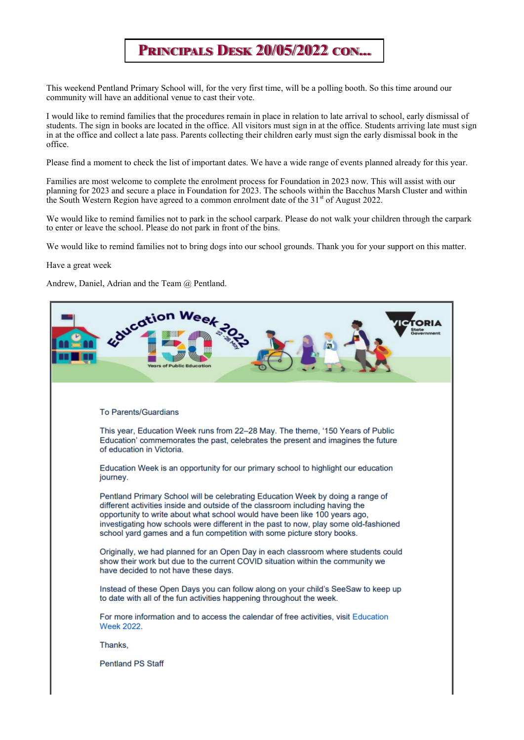# Principals Desk 20/05/2022 con...

This weekend Pentland Primary School will, for the very first time, will be a polling booth. So this time around our community will have an additional venue to cast their vote.

I would like to remind families that the procedures remain in place in relation to late arrival to school, early dismissal of students. The sign in books are located in the office. All visitors must sign in at the office. Students arriving late must sign in at the office and collect a late pass. Parents collecting their children early must sign the early dismissal book in the office.

Please find a moment to check the list of important dates. We have a wide range of events planned already for this year.

Families are most welcome to complete the enrolment process for Foundation in 2023 now. This will assist with our planning for 2023 and secure a place in Foundation for 2023. The schools within the Bacchus Marsh Cluster and within the South Western Region have agreed to a common enrolment date of the 31st of August 2022.

We would like to remind families not to park in the school carpark. Please do not walk your children through the carpark to enter or leave the school. Please do not park in front of the bins.

We would like to remind families not to bring dogs into our school grounds. Thank you for your support on this matter.

Have a great week

Andrew, Daniel, Adrian and the Team @ Pentland.

Education Week 2022 — 22–28 May — 150 Years of Public Education — Victoria State Government

To Parents/Guardians

This year, Education Week runs from 22–28 May. The theme, '150 Years of Public Education' commemorates the past, celebrates the present and imagines the future of education in Victoria.

Education Week is an opportunity for our primary school to highlight our education journey.

Pentland Primary School will be celebrating Education Week by doing a range of different activities inside and outside of the classroom including having the opportunity to write about what school would have been like 100 years ago, investigating how schools were different in the past to now, play some old-fashioned school yard games and a fun competition with some picture story books.

Originally, we had planned for an Open Day in each classroom where students could show their work but due to the current COVID situation within the community we have decided to not have these days.

Instead of these Open Days you can follow along on your child's SeeSaw to keep up to date with all of the fun activities happening throughout the week.

For more information and to access the calendar of free activities, visit Education Week 2022.

Thanks,

Pentland PS Staff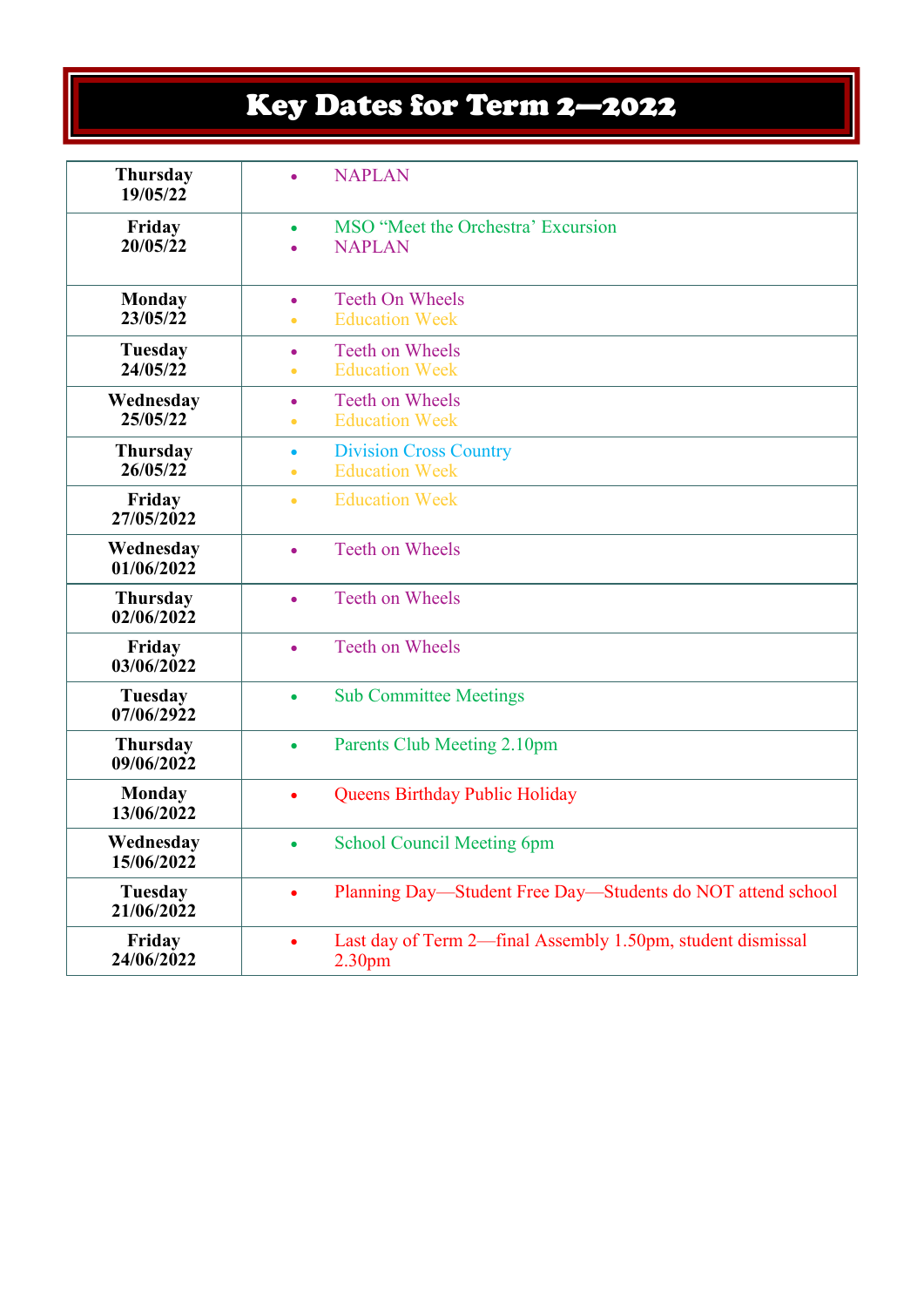# Key Dates for Term 2—2022

| Date | Events |
|---|---|
| **Thursday 19/05/22** | • NAPLAN |
| **Friday 20/05/22** | • MSO “Meet the Orchestra’ Excursion<br>• NAPLAN |
| **Monday 23/05/22** | • Teeth On Wheels<br>• Education Week |
| **Tuesday 24/05/22** | • Teeth on Wheels<br>• Education Week |
| **Wednesday 25/05/22** | • Teeth on Wheels<br>• Education Week |
| **Thursday 26/05/22** | • Division Cross Country<br>• Education Week |
| **Friday 27/05/2022** | • Education Week |
| **Wednesday 01/06/2022** | • Teeth on Wheels |
| **Thursday 02/06/2022** | • Teeth on Wheels |
| **Friday 03/06/2022** | • Teeth on Wheels |
| **Tuesday 07/06/2922** | • Sub Committee Meetings |
| **Thursday 09/06/2022** | • Parents Club Meeting 2.10pm |
| **Monday 13/06/2022** | • Queens Birthday Public Holiday |
| **Wednesday 15/06/2022** | • School Council Meeting 6pm |
| **Tuesday 21/06/2022** | • Planning Day—Student Free Day—Students do NOT attend school |
| **Friday 24/06/2022** | • Last day of Term 2—final Assembly 1.50pm, student dismissal 2.30pm |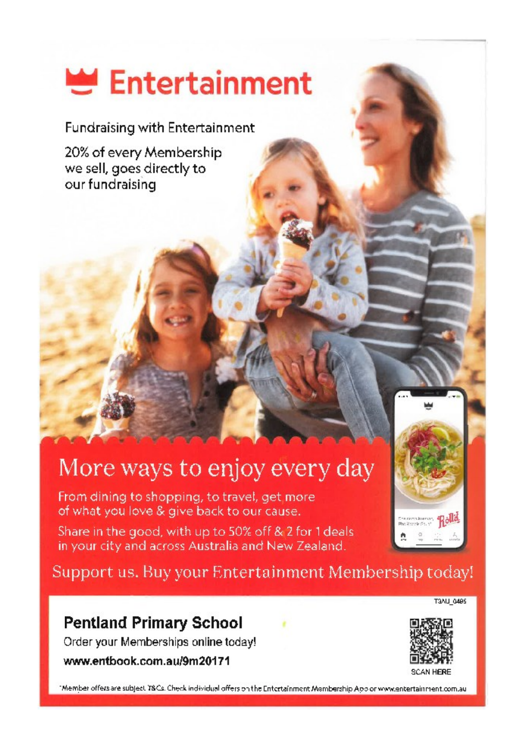# Entertainment

Fundraising with Entertainment

20% of every Membership we sell, goes directly to our fundraising

## More ways to enjoy every day

From dining to shopping, to travel, get more of what you love & give back to our cause.

Share in the good, with up to 50% off & 2 for 1 deals in your city and across Australia and New Zealand.

Support us. Buy your Entertainment Membership today!

T3AU_0486

**Pentland Primary School**

Order your Memberships online today!

**www.entbook.com.au/9m20171**

SCAN HERE

*Member offers are subject T&Cs. Check individual offers on the Entertainment Membership App or www.entertainment.com.au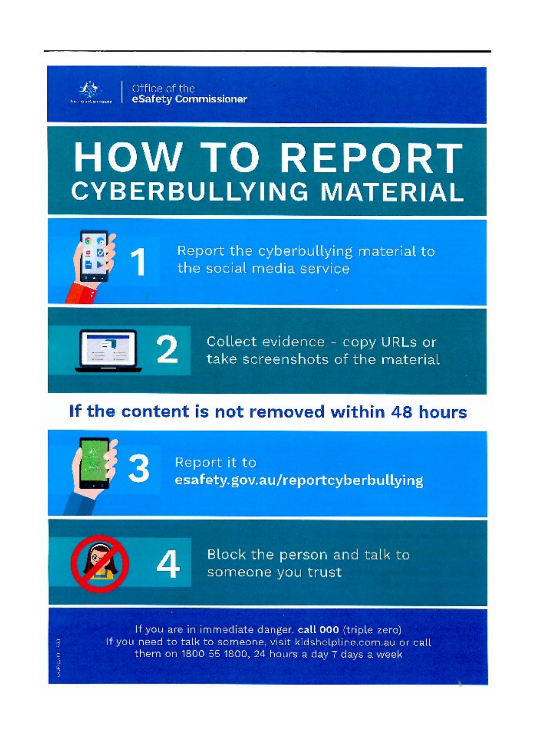Office of the
**eSafety Commissioner**

# HOW TO REPORT
## CYBERBULLYING MATERIAL

**1** Report the cyberbullying material to the social media service

**2** Collect evidence - copy URLs or take screenshots of the material

**If the content is not removed within 48 hours**

**3** Report it to **esafety.gov.au/reportcyberbullying**

**4** Block the person and talk to someone you trust

If you are in immediate danger, **call 000** (triple zero)
If you need to talk to someone, visit kidshelpline.com.au or call them on 1800 55 1800, 24 hours a day 7 days a week